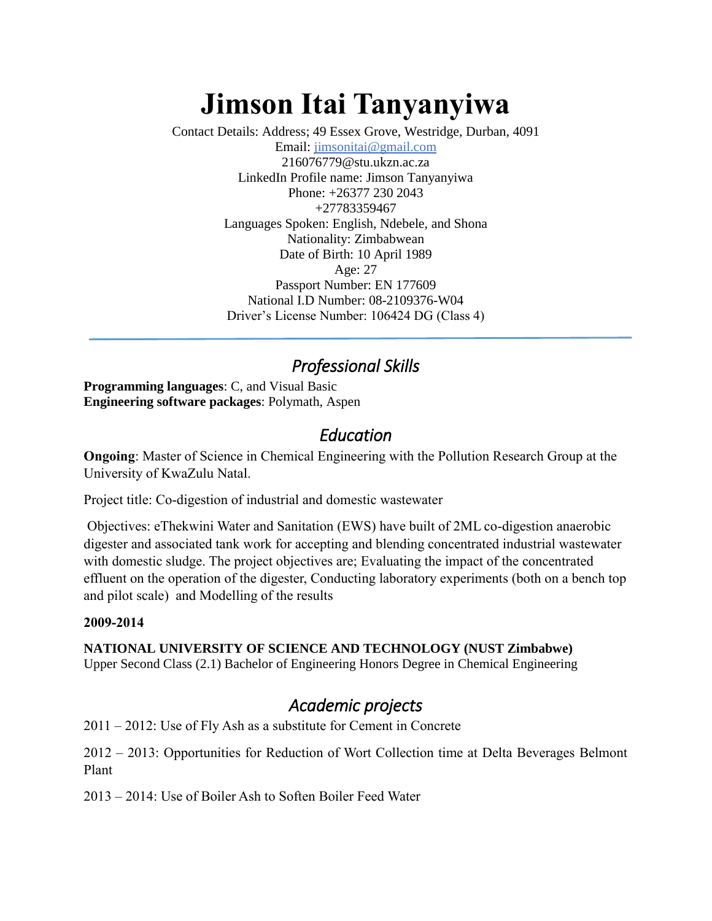# Jimson Itai Tanyanyiwa

Contact Details: Address; 49 Essex Grove, Westridge, Durban, 4091
Email: jimsonitai@gmail.com
216076779@stu.ukzn.ac.za
LinkedIn Profile name: Jimson Tanyanyiwa
Phone: +26377 230 2043
+27783359467
Languages Spoken: English, Ndebele, and Shona
Nationality: Zimbabwean
Date of Birth: 10 April 1989
Age: 27
Passport Number: EN 177609
National I.D Number: 08-2109376-W04
Driver's License Number: 106424 DG (Class 4)

---

## *Professional Skills*

**Programming languages**: C, and Visual Basic
**Engineering software packages**: Polymath, Aspen

## *Education*

**Ongoing**: Master of Science in Chemical Engineering with the Pollution Research Group at the University of KwaZulu Natal.

Project title: Co-digestion of industrial and domestic wastewater

Objectives: eThekwini Water and Sanitation (EWS) have built of 2ML co-digestion anaerobic digester and associated tank work for accepting and blending concentrated industrial wastewater with domestic sludge. The project objectives are; Evaluating the impact of the concentrated effluent on the operation of the digester, Conducting laboratory experiments (both on a bench top and pilot scale) and Modelling of the results

**2009-2014**

**NATIONAL UNIVERSITY OF SCIENCE AND TECHNOLOGY (NUST Zimbabwe)**
Upper Second Class (2.1) Bachelor of Engineering Honors Degree in Chemical Engineering

## *Academic projects*

2011 – 2012: Use of Fly Ash as a substitute for Cement in Concrete

2012 – 2013: Opportunities for Reduction of Wort Collection time at Delta Beverages Belmont Plant

2013 – 2014: Use of Boiler Ash to Soften Boiler Feed Water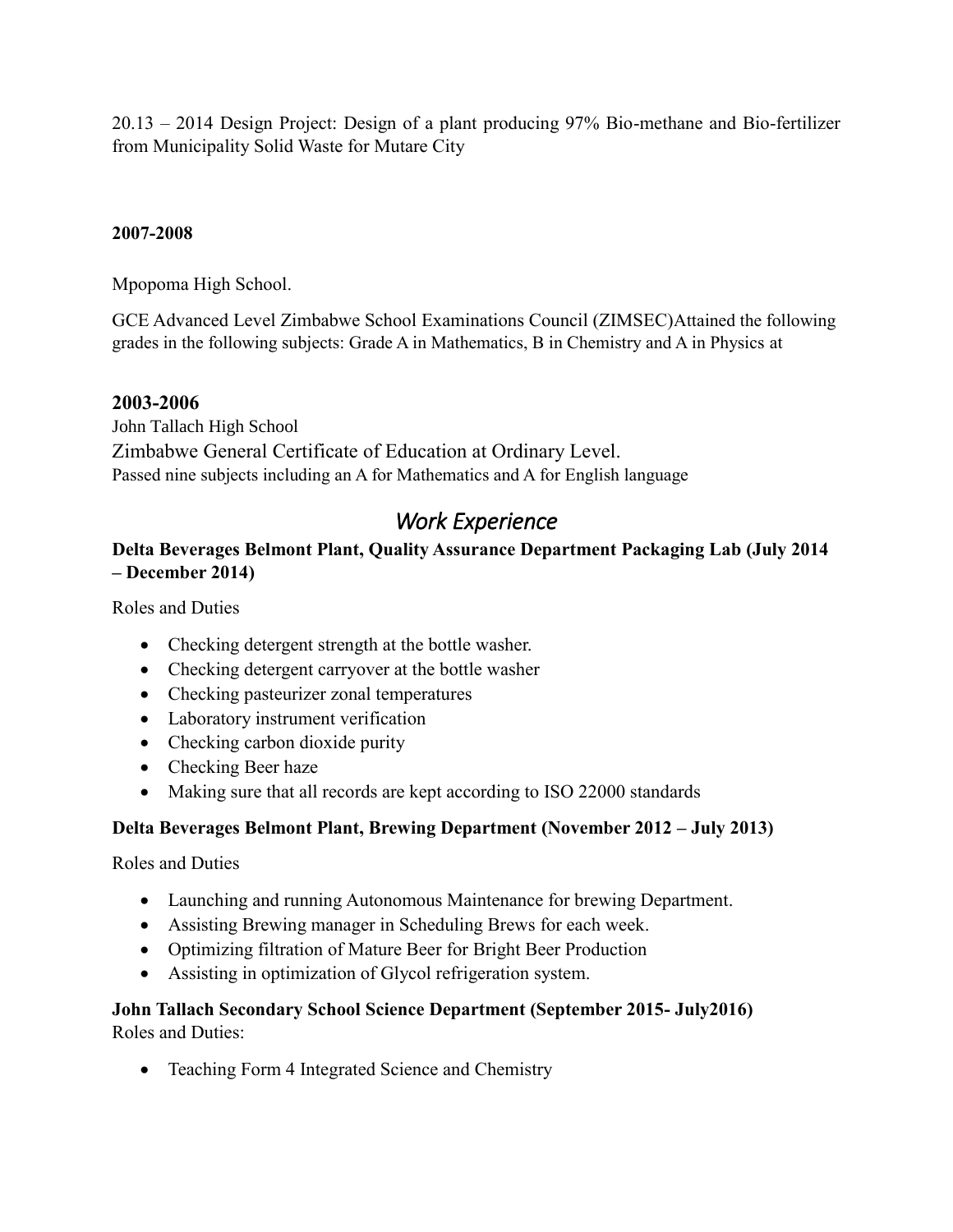20.13 – 2014 Design Project: Design of a plant producing 97% Bio-methane and Bio-fertilizer from Municipality Solid Waste for Mutare City

**2007-2008**

Mpopoma High School.

GCE Advanced Level Zimbabwe School Examinations Council (ZIMSEC)Attained the following grades in the following subjects: Grade A in Mathematics, B in Chemistry and A in Physics at

**2003-2006**

John Tallach High School

Zimbabwe General Certificate of Education at Ordinary Level.

Passed nine subjects including an A for Mathematics and A for English language

## *Work Experience*

**Delta Beverages Belmont Plant, Quality Assurance Department Packaging Lab (July 2014 – December 2014)**

Roles and Duties

- Checking detergent strength at the bottle washer.
- Checking detergent carryover at the bottle washer
- Checking pasteurizer zonal temperatures
- Laboratory instrument verification
- Checking carbon dioxide purity
- Checking Beer haze
- Making sure that all records are kept according to ISO 22000 standards

**Delta Beverages Belmont Plant, Brewing Department (November 2012 – July 2013)**

Roles and Duties

- Launching and running Autonomous Maintenance for brewing Department.
- Assisting Brewing manager in Scheduling Brews for each week.
- Optimizing filtration of Mature Beer for Bright Beer Production
- Assisting in optimization of Glycol refrigeration system.

**John Tallach Secondary School Science Department (September 2015- July2016)**

Roles and Duties:

- Teaching Form 4 Integrated Science and Chemistry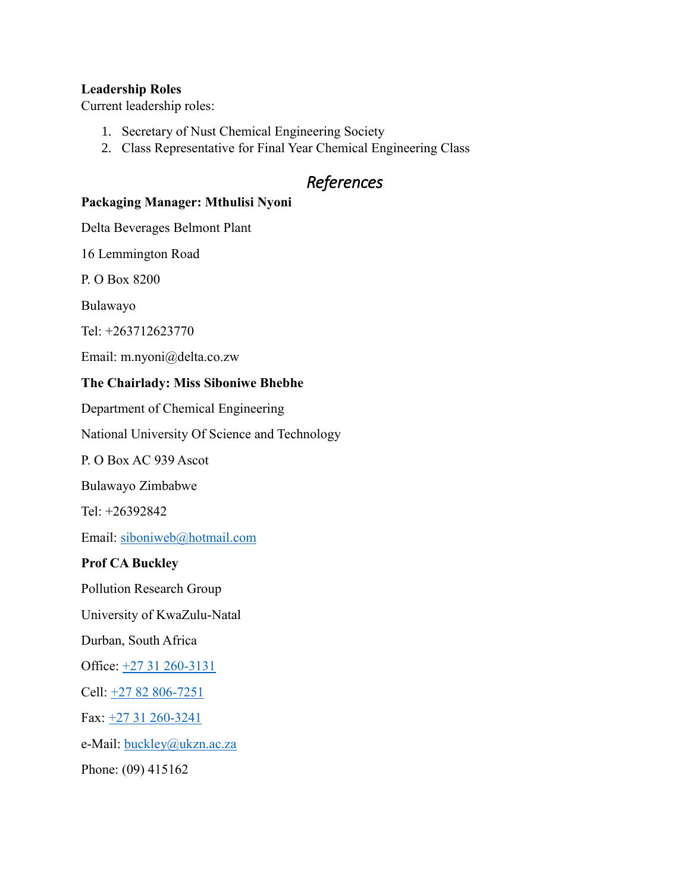**Leadership Roles**

Current leadership roles:

1. Secretary of Nust Chemical Engineering Society
2. Class Representative for Final Year Chemical Engineering Class

## *References*

**Packaging Manager: Mthulisi Nyoni**

Delta Beverages Belmont Plant

16 Lemmington Road

P. O Box 8200

Bulawayo

Tel: +263712623770

Email: m.nyoni@delta.co.zw

**The Chairlady: Miss Siboniwe Bhebhe**

Department of Chemical Engineering

National University Of Science and Technology

P. O Box AC 939 Ascot

Bulawayo Zimbabwe

Tel: +26392842

Email: siboniweb@hotmail.com

**Prof CA Buckley**

Pollution Research Group

University of KwaZulu-Natal

Durban, South Africa

Office: +27 31 260-3131

Cell: +27 82 806-7251

Fax: +27 31 260-3241

e-Mail: buckley@ukzn.ac.za

Phone: (09) 415162